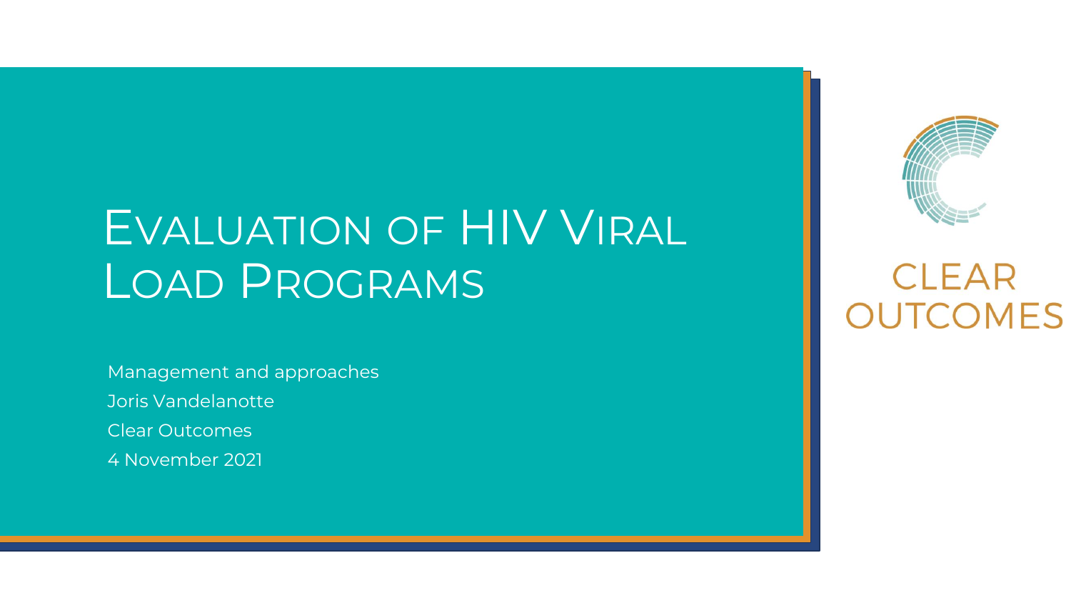# Evaluation of HIV Viral Load Programs

Management and approaches

Joris Vandelanotte

Clear Outcomes

4 November 2021

CLEAR OUTCOMES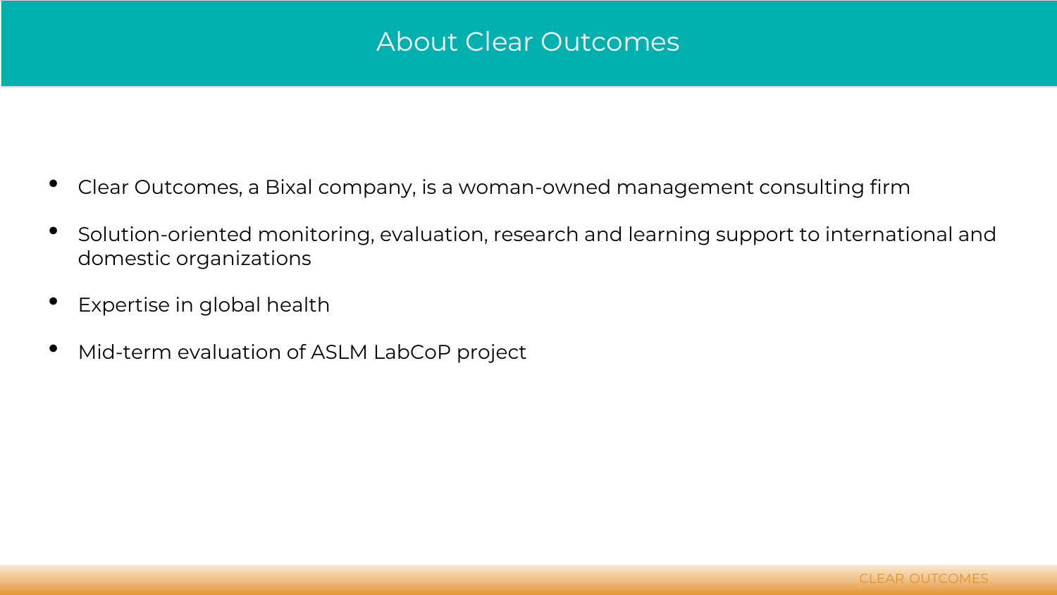# About Clear Outcomes

- Clear Outcomes, a Bixal company, is a woman-owned management consulting firm
- Solution-oriented monitoring, evaluation, research and learning support to international and domestic organizations
- Expertise in global health
- Mid-term evaluation of ASLM LabCoP project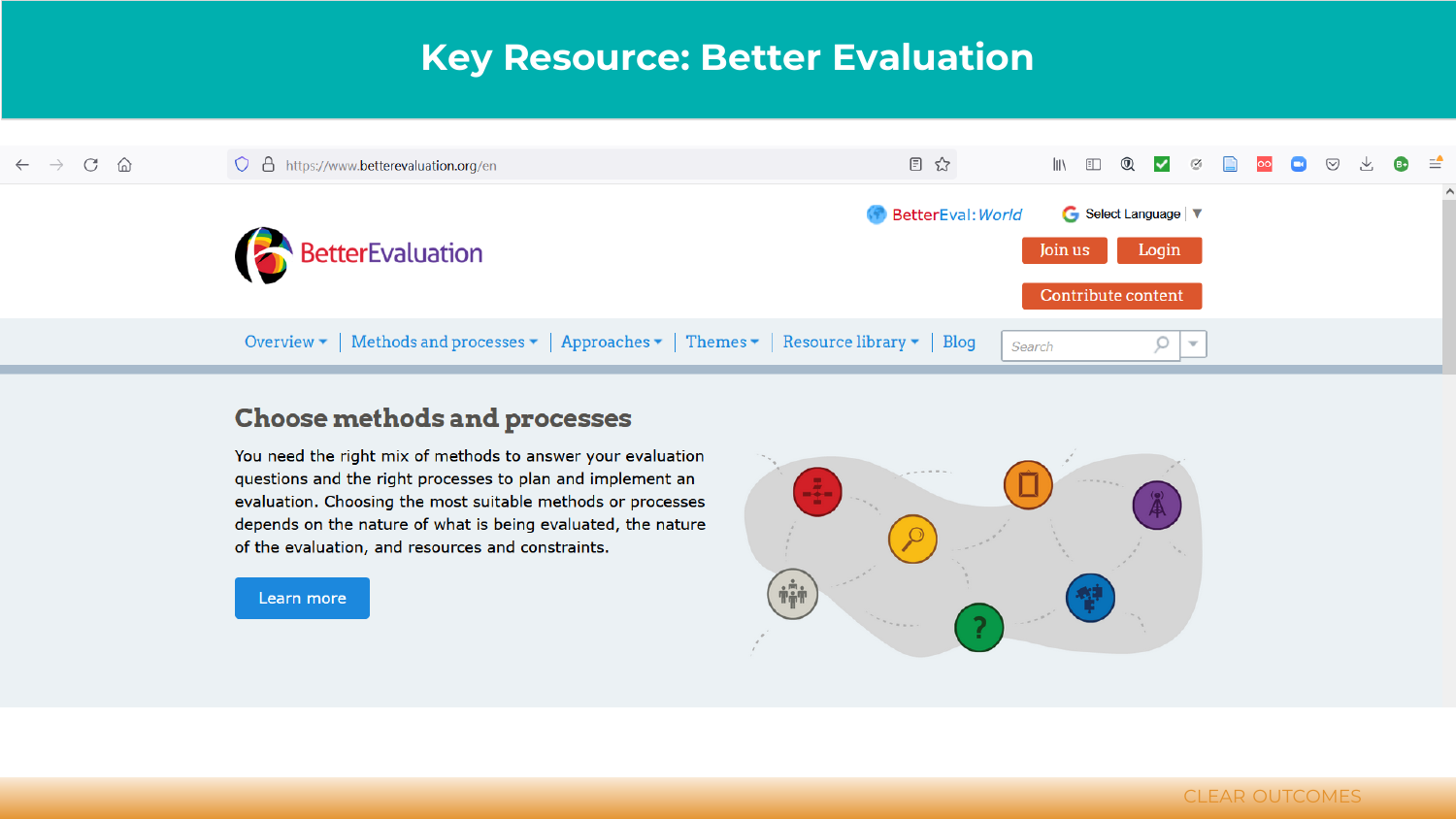# Key Resource: Better Evaluation

https://www.betterevaluation.org/en

BetterEvaluation

BetterEval: *World*

Select Language

Join us

Login

Contribute content

Overview | Methods and processes | Approaches | Themes | Resource library | Blog

Search

## Choose methods and processes

You need the right mix of methods to answer your evaluation questions and the right processes to plan and implement an evaluation. Choosing the most suitable methods or processes depends on the nature of what is being evaluated, the nature of the evaluation, and resources and constraints.

Learn more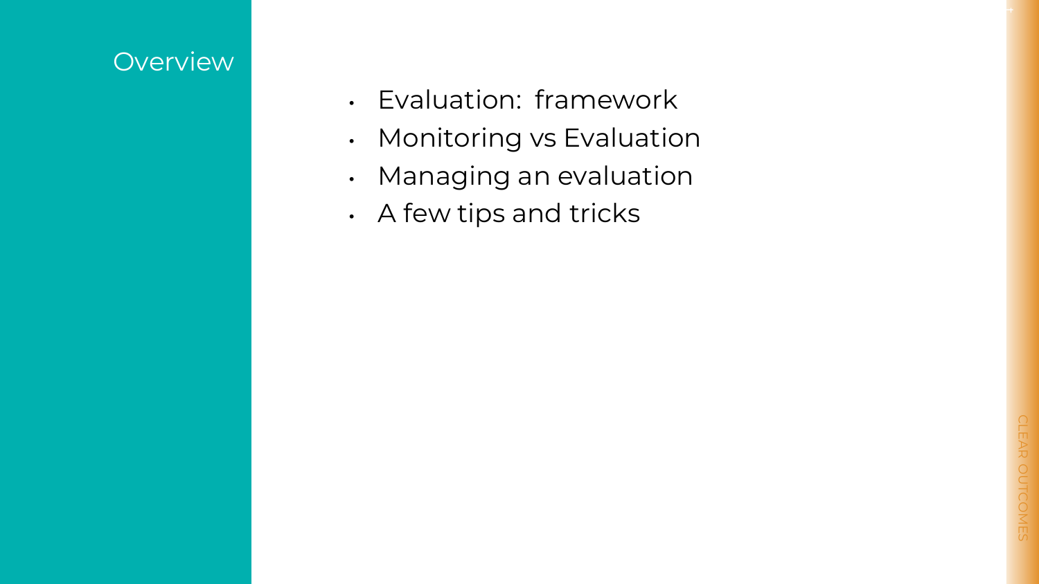# Overview

- Evaluation:  framework
- Monitoring vs Evaluation
- Managing an evaluation
- A few tips and tricks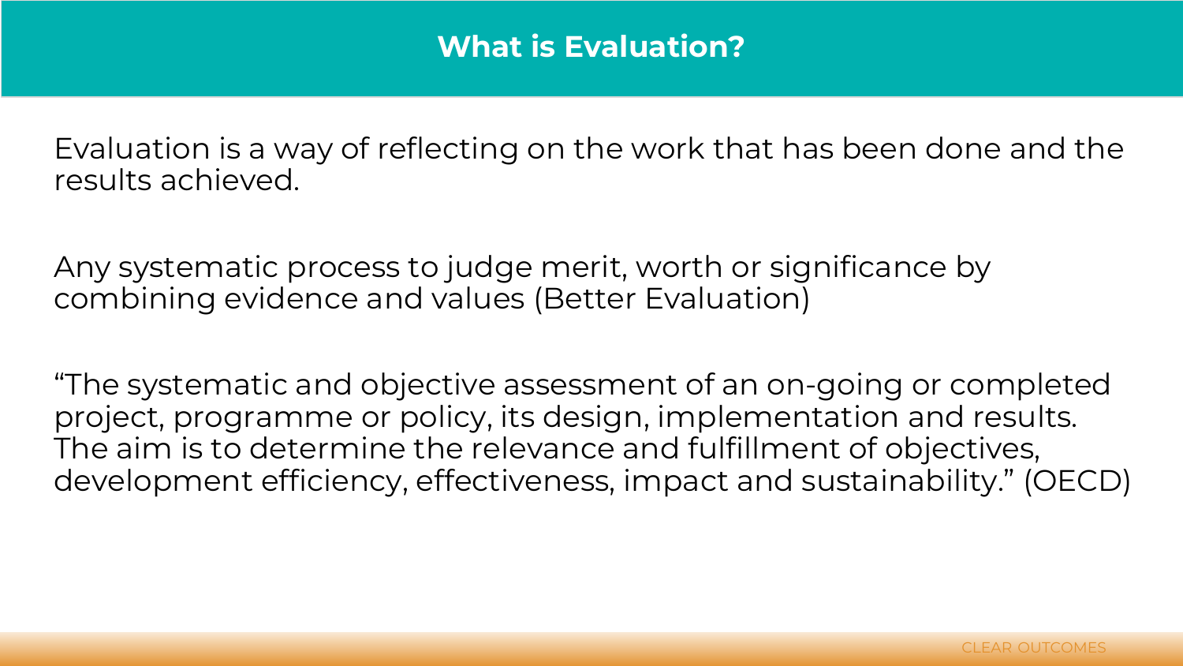# What is Evaluation?

Evaluation is a way of reflecting on the work that has been done and the results achieved.

Any systematic process to judge merit, worth or significance by combining evidence and values (Better Evaluation)

"The systematic and objective assessment of an on-going or completed project, programme or policy, its design, implementation and results. The aim is to determine the relevance and fulfillment of objectives, development efficiency, effectiveness, impact and sustainability." (OECD)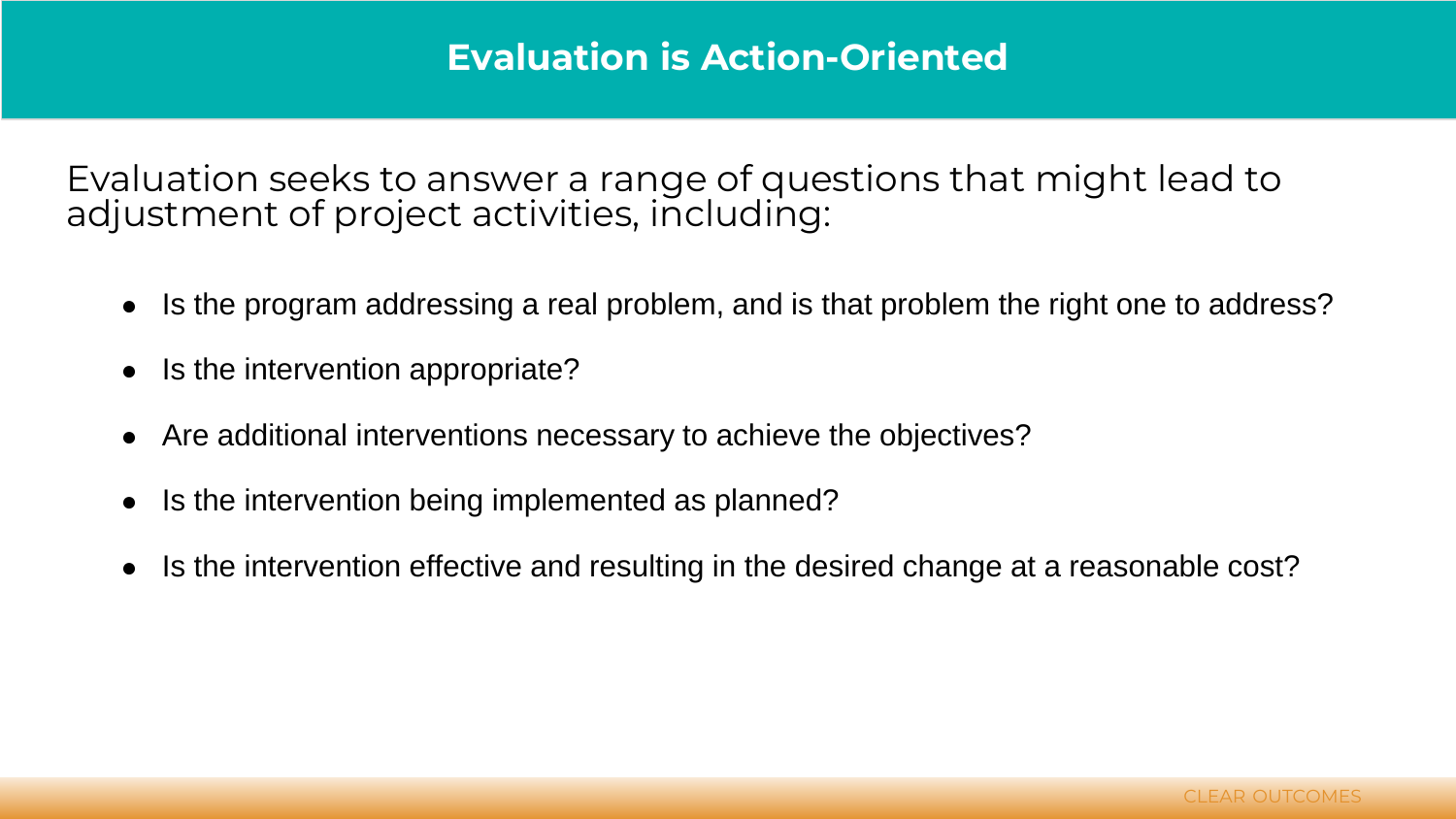# Evaluation is Action-Oriented

Evaluation seeks to answer a range of questions that might lead to adjustment of project activities, including:

- Is the program addressing a real problem, and is that problem the right one to address?
- Is the intervention appropriate?
- Are additional interventions necessary to achieve the objectives?
- Is the intervention being implemented as planned?
- Is the intervention effective and resulting in the desired change at a reasonable cost?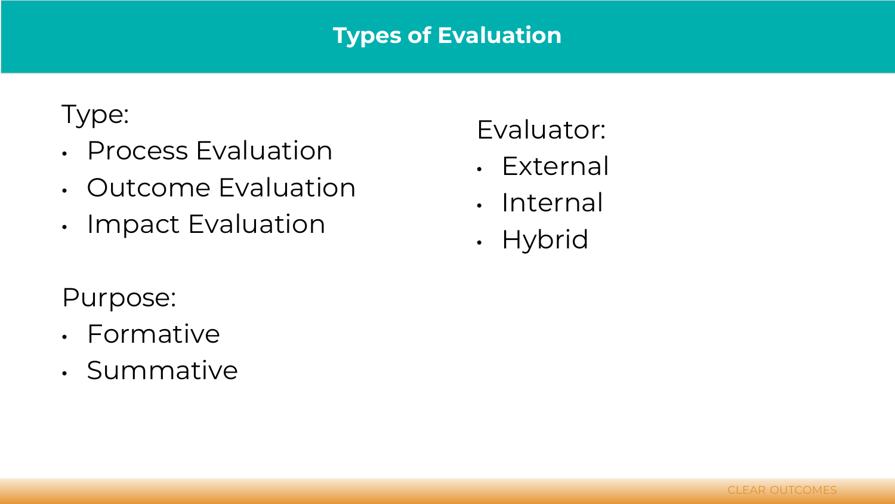# Types of Evaluation

Type:

- Process Evaluation
- Outcome Evaluation
- Impact Evaluation

Purpose:

- Formative
- Summative

Evaluator:

- External
- Internal
- Hybrid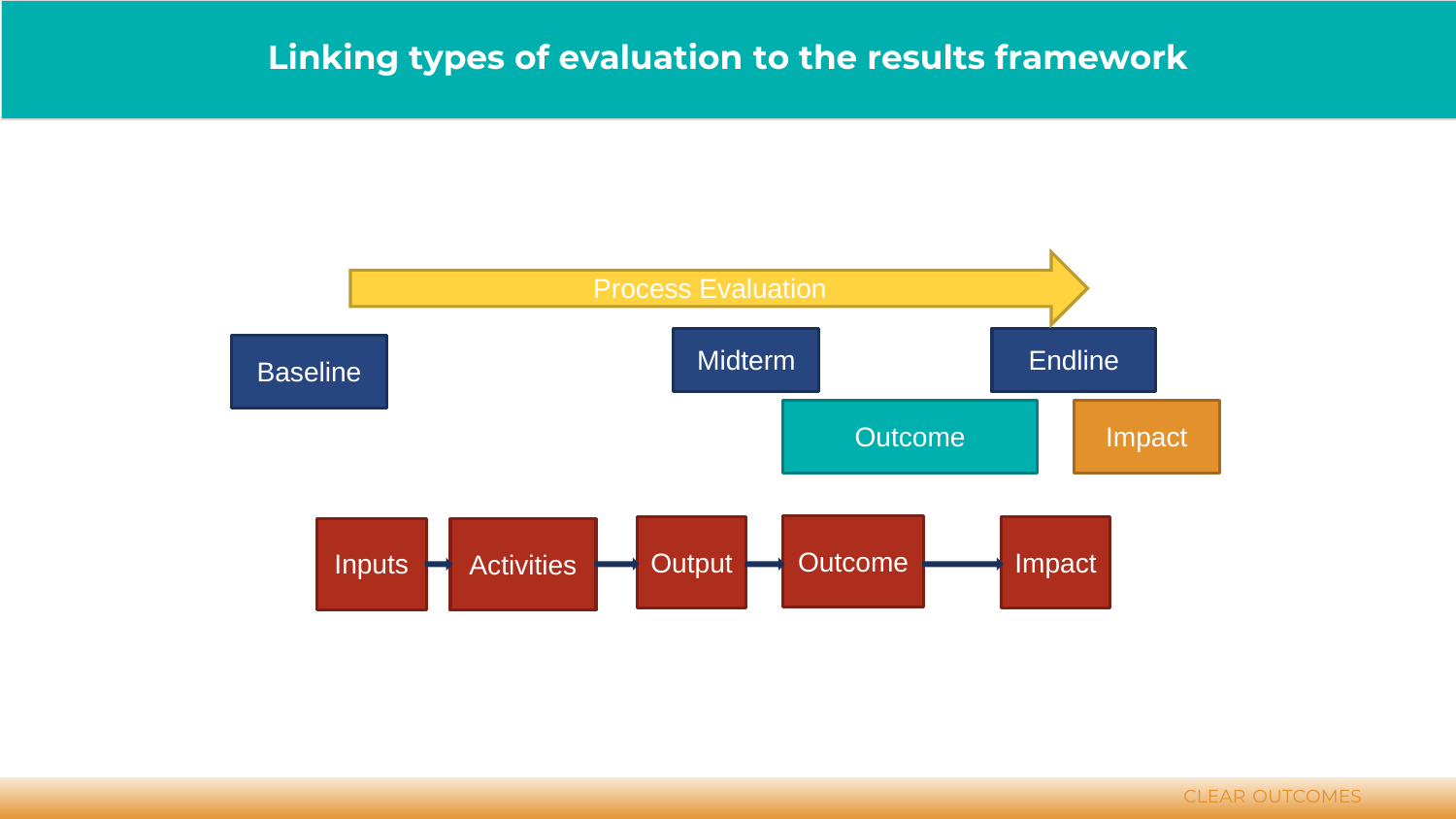# Linking types of evaluation to the results framework

Process Evaluation

Baseline

Midterm

Endline

Outcome

Impact

Inputs → Activities → Output → Outcome → Impact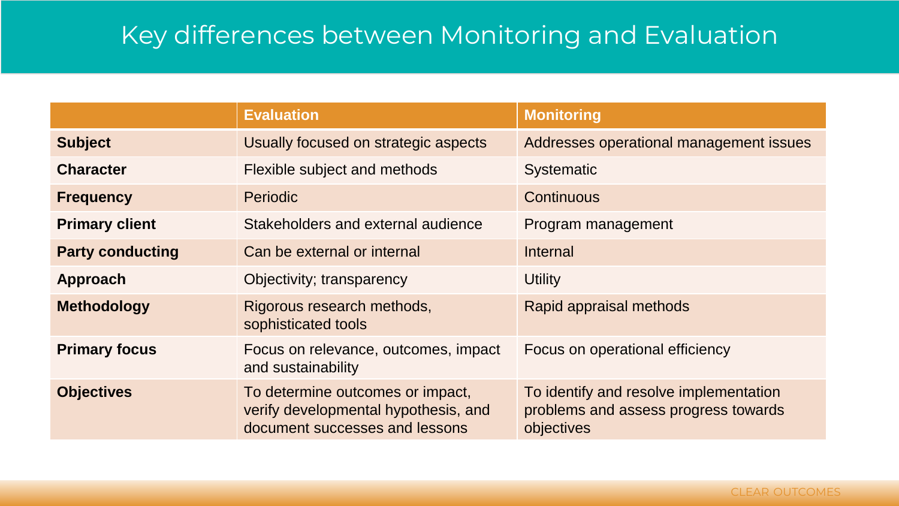# Key differences between Monitoring and Evaluation

| | Evaluation | Monitoring |
|---|---|---|
| **Subject** | Usually focused on strategic aspects | Addresses operational management issues |
| **Character** | Flexible subject and methods | Systematic |
| **Frequency** | Periodic | Continuous |
| **Primary client** | Stakeholders and external audience | Program management |
| **Party conducting** | Can be external or internal | Internal |
| **Approach** | Objectivity; transparency | Utility |
| **Methodology** | Rigorous research methods, sophisticated tools | Rapid appraisal methods |
| **Primary focus** | Focus on relevance, outcomes, impact and sustainability | Focus on operational efficiency |
| **Objectives** | To determine outcomes or impact, verify developmental hypothesis, and document successes and lessons | To identify and resolve implementation problems and assess progress towards objectives |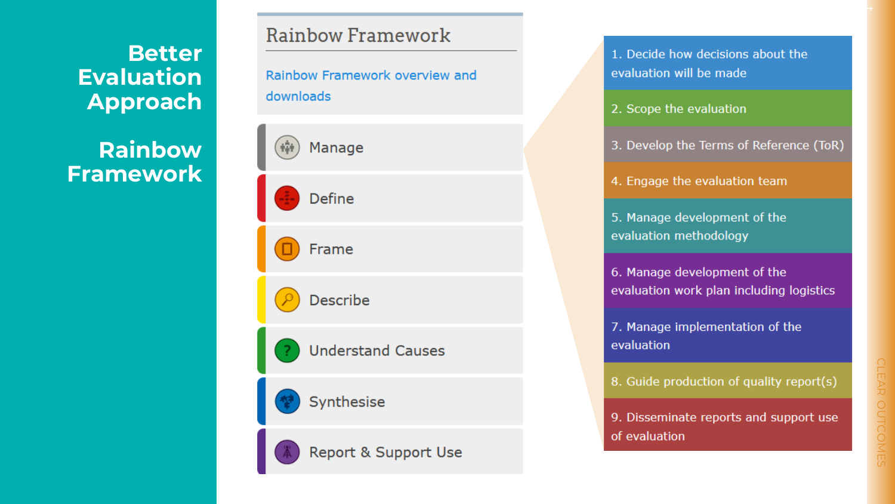# Better Evaluation Approach

## Rainbow Framework

### Rainbow Framework

Rainbow Framework overview and downloads

- Manage
- Define
- Frame
- Describe
- Understand Causes
- Synthesise
- Report & Support Use

1. Decide how decisions about the evaluation will be made
2. Scope the evaluation
3. Develop the Terms of Reference (ToR)
4. Engage the evaluation team
5. Manage development of the evaluation methodology
6. Manage development of the evaluation work plan including logistics
7. Manage implementation of the evaluation
8. Guide production of quality report(s)
9. Disseminate reports and support use of evaluation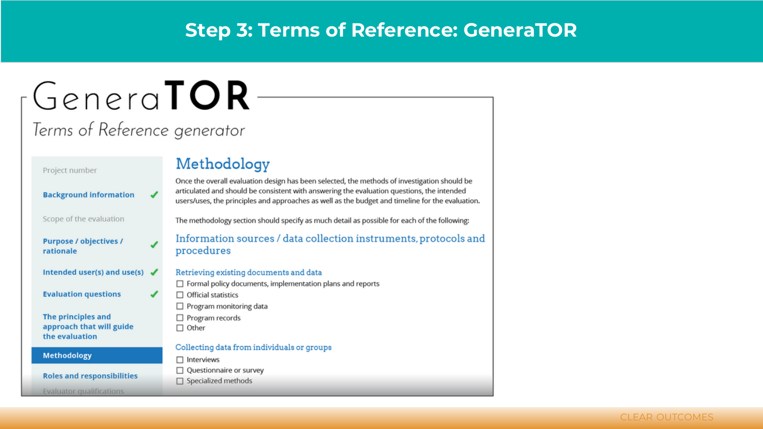# Step 3: Terms of Reference: GeneraTOR

GeneraTOR

*Terms of Reference generator*

- Project number
- **Background information** ✔
- Scope of the evaluation
- **Purpose / objectives / rationale** ✔
- **Intended user(s) and use(s)** ✔
- **Evaluation questions** ✔
- **The principles and approach that will guide the evaluation**
- **Methodology**
- **Roles and responsibilities**
- Evaluator qualifications

## Methodology

Once the overall evaluation design has been selected, the methods of investigation should be articulated and should be consistent with answering the evaluation questions, the intended users/uses, the principles and approaches as well as the budget and timeline for the evaluation.

The methodology section should specify as much detail as possible for each of the following:

### Information sources / data collection instruments, protocols and procedures

#### Retrieving existing documents and data

- ☐ Formal policy documents, implementation plans and reports
- ☐ Official statistics
- ☐ Program monitoring data
- ☐ Program records
- ☐ Other

#### Collecting data from individuals or groups

- ☐ Interviews
- ☐ Questionnaire or survey
- ☐ Specialized methods

CLEAR OUTCOMES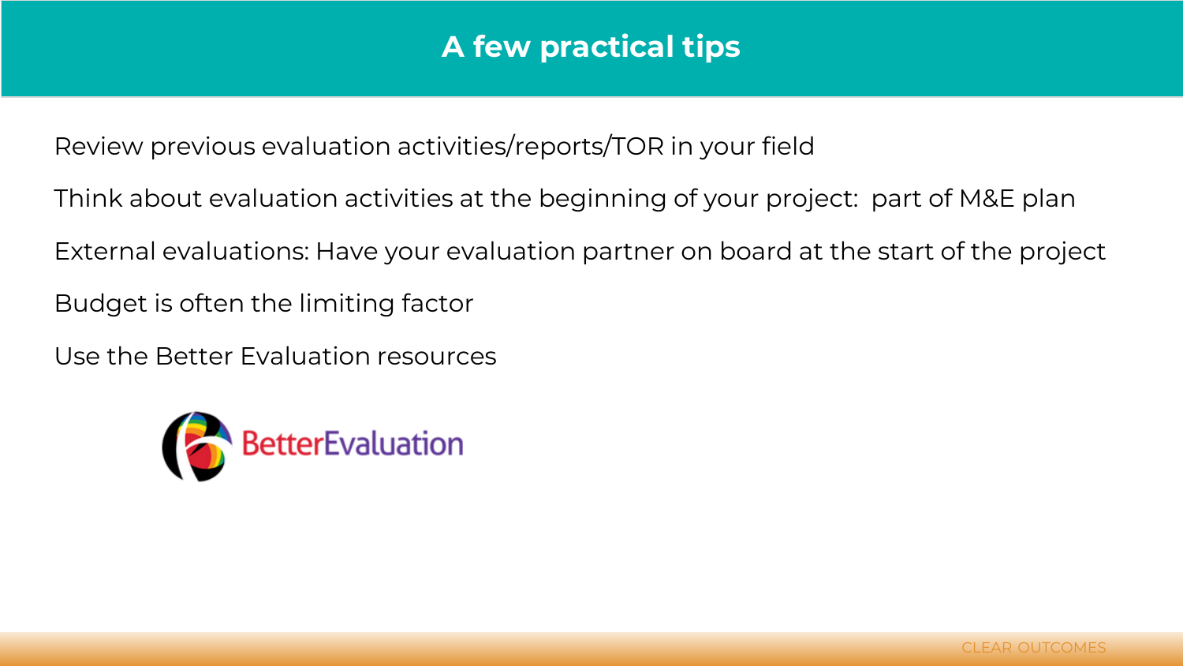# A few practical tips

Review previous evaluation activities/reports/TOR in your field

Think about evaluation activities at the beginning of your project: part of M&E plan

External evaluations: Have your evaluation partner on board at the start of the project

Budget is often the limiting factor

Use the Better Evaluation resources

BetterEvaluation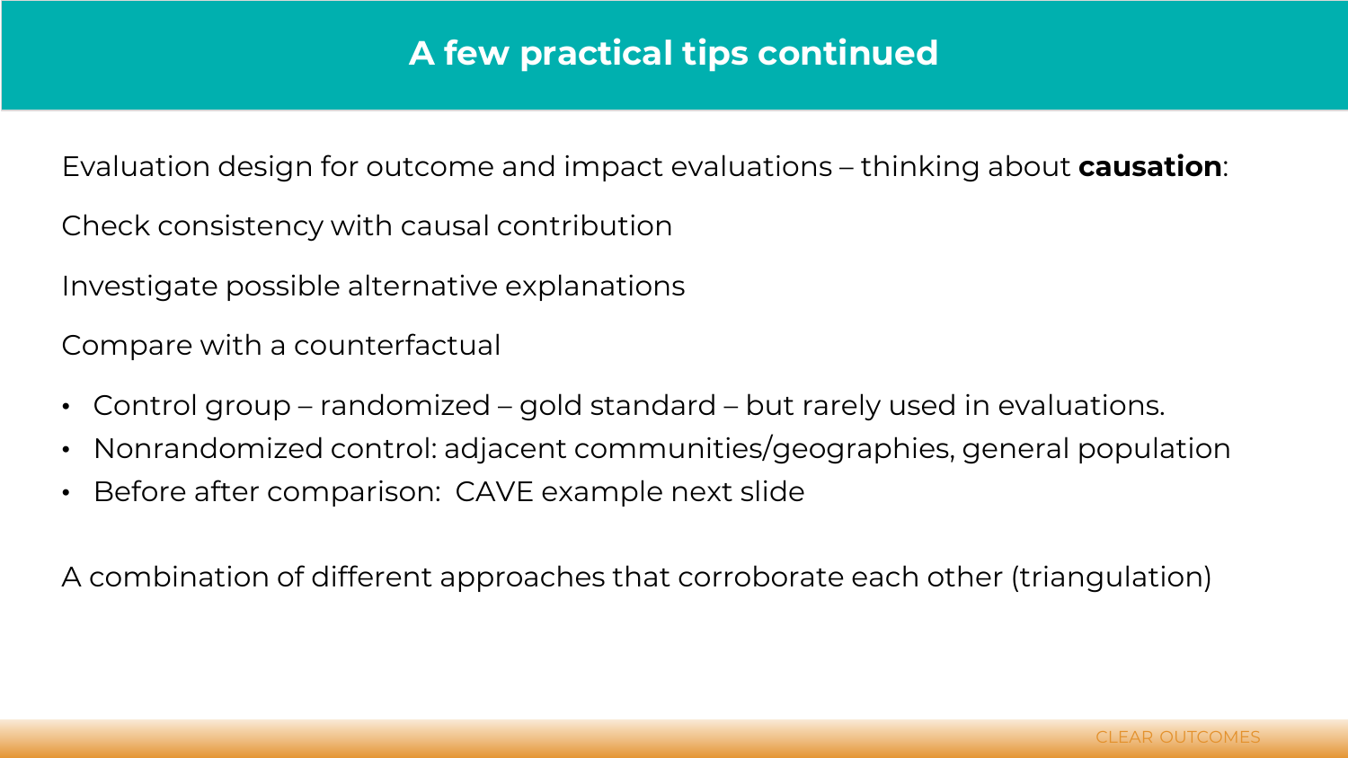# A few practical tips continued

Evaluation design for outcome and impact evaluations – thinking about **causation**:

Check consistency with causal contribution

Investigate possible alternative explanations

Compare with a counterfactual

- Control group – randomized – gold standard – but rarely used in evaluations.
- Nonrandomized control: adjacent communities/geographies, general population
- Before after comparison: CAVE example next slide

A combination of different approaches that corroborate each other (triangulation)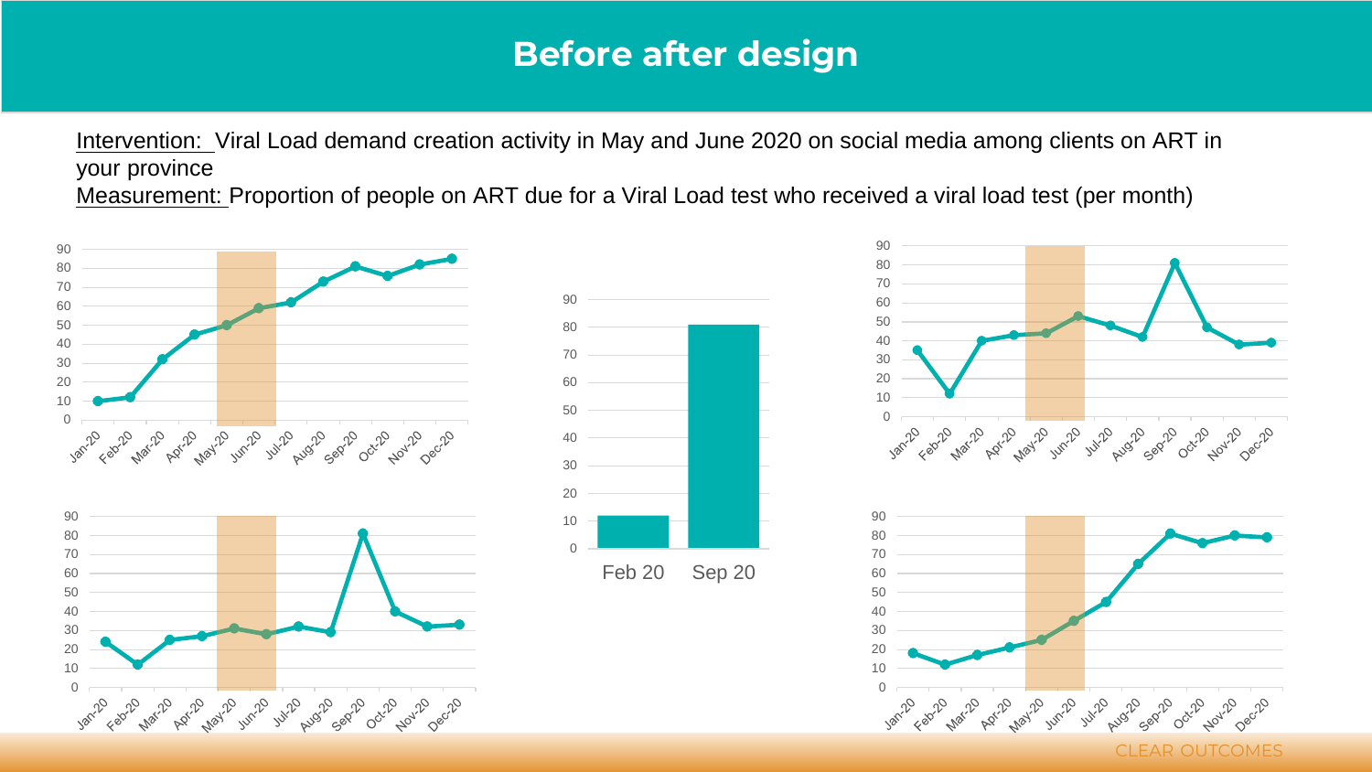# Before after design

Intervention: Viral Load demand creation activity in May and June 2020 on social media among clients on ART in your province

Measurement: Proportion of people on ART due for a Viral Load test who received a viral load test (per month)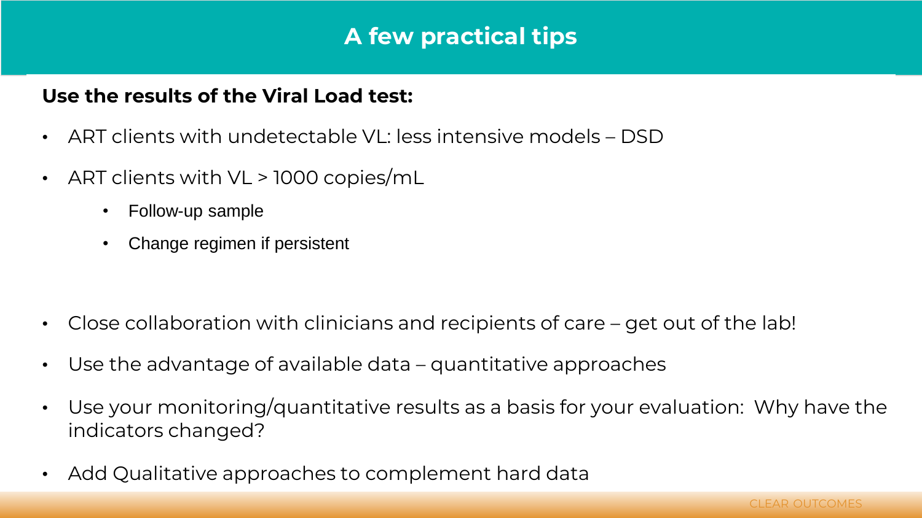# A few practical tips

**Use the results of the Viral Load test:**

- ART clients with undetectable VL: less intensive models – DSD
- ART clients with VL > 1000 copies/mL
  - Follow-up sample
  - Change regimen if persistent

- Close collaboration with clinicians and recipients of care – get out of the lab!
- Use the advantage of available data – quantitative approaches
- Use your monitoring/quantitative results as a basis for your evaluation: Why have the indicators changed?
- Add Qualitative approaches to complement hard data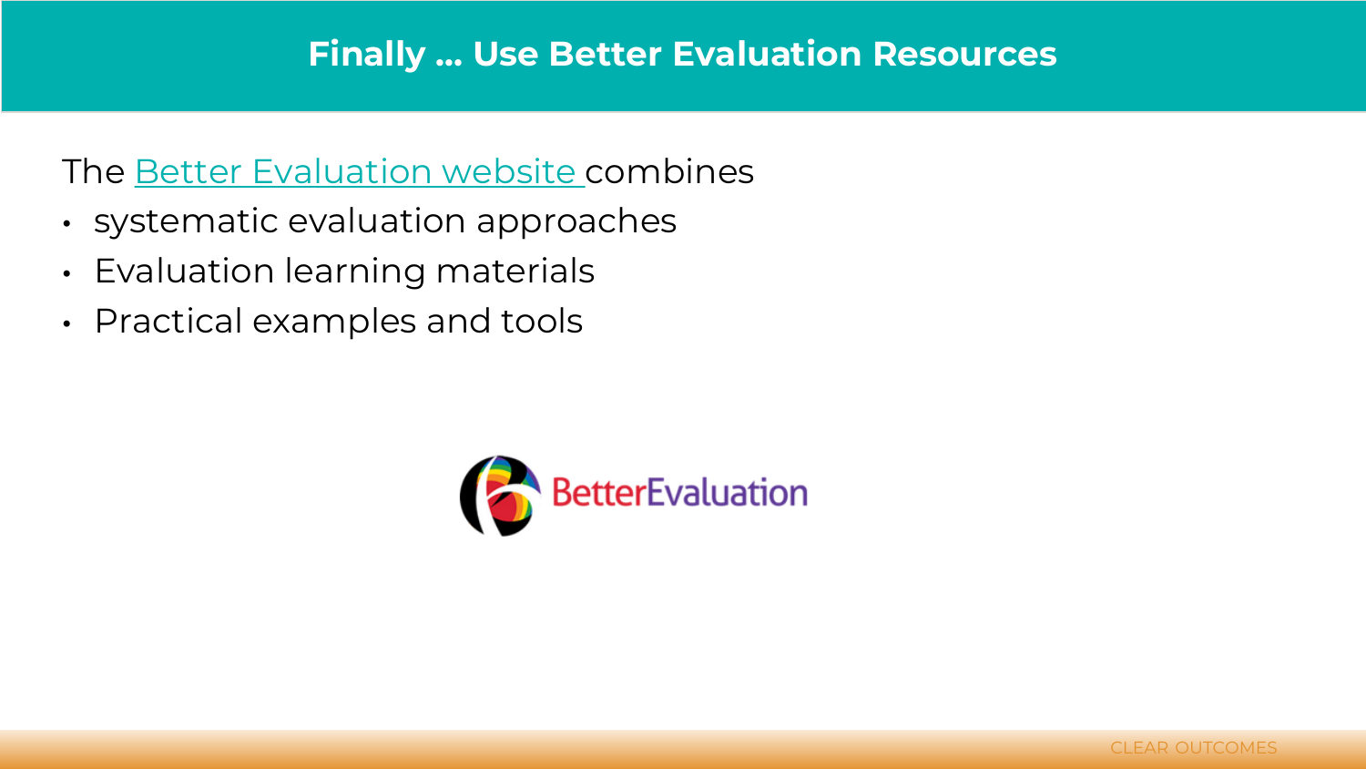# Finally … Use Better Evaluation Resources

The Better Evaluation website combines

- systematic evaluation approaches
- Evaluation learning materials
- Practical examples and tools

BetterEvaluation